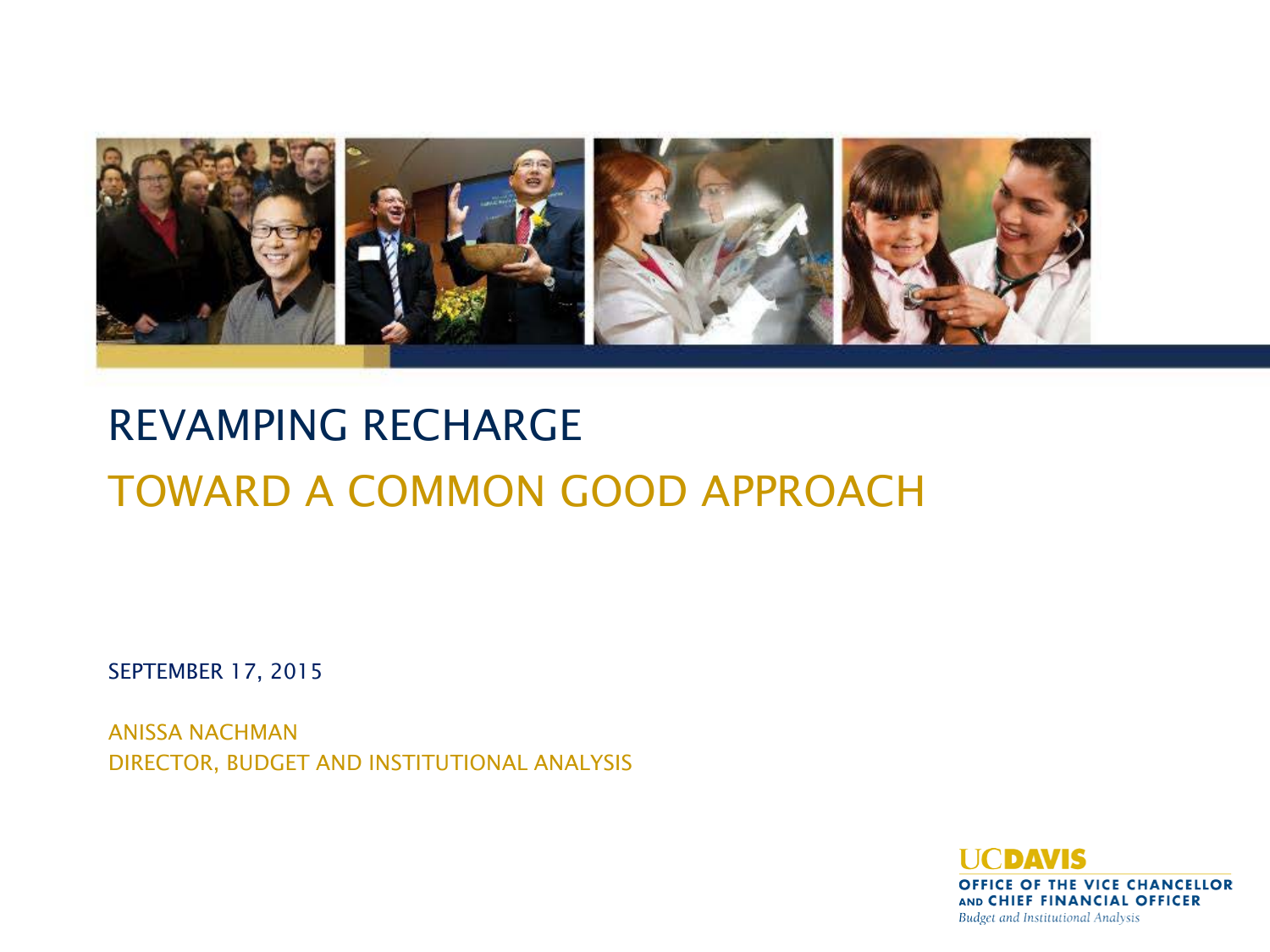# REVAMPING RECHARGE

## TOWARD A COMMON GOOD APPROACH

SEPTEMBER 17, 2015

ANISSA NACHMAN
DIRECTOR, BUDGET AND INSTITUTIONAL ANALYSIS

UC DAVIS
OFFICE OF THE VICE CHANCELLOR AND CHIEF FINANCIAL OFFICER
*Budget and Institutional Analysis*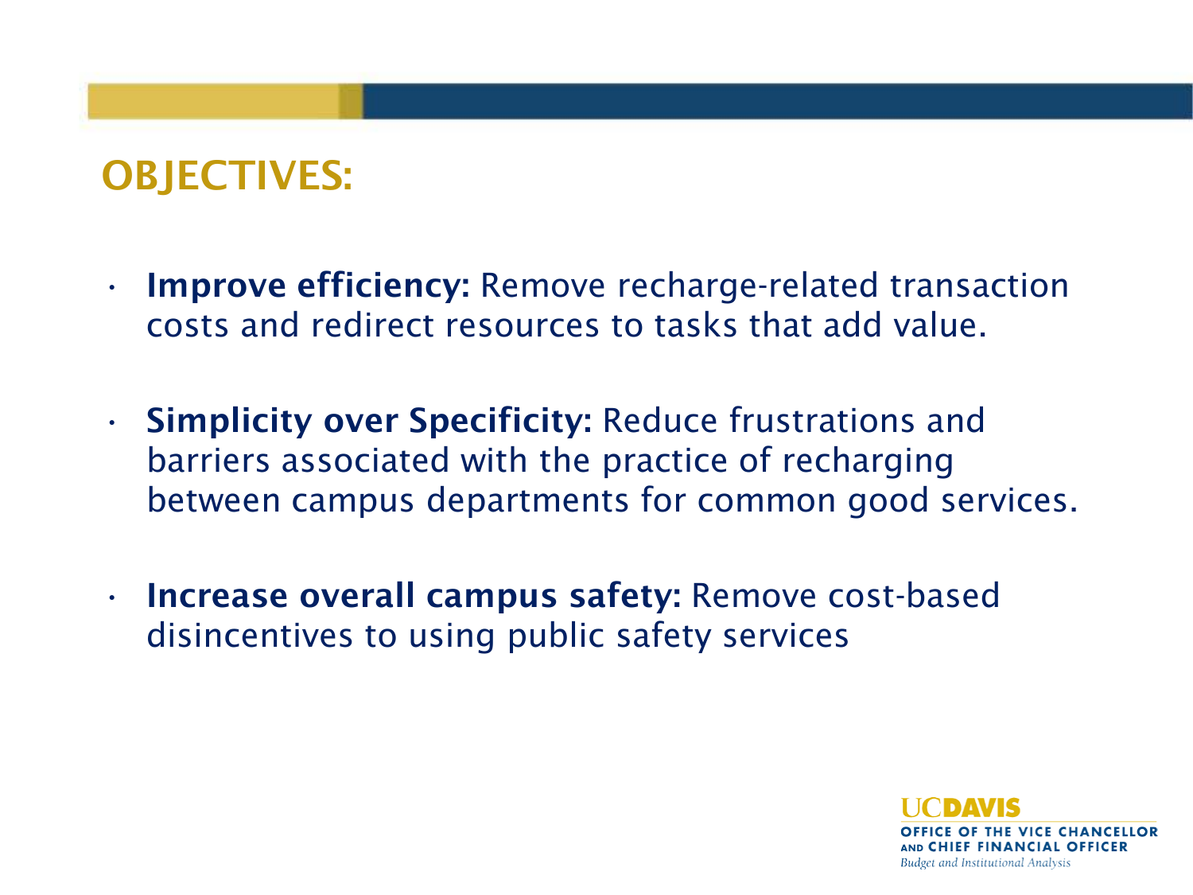# OBJECTIVES:

- **Improve efficiency:** Remove recharge-related transaction costs and redirect resources to tasks that add value.
- **Simplicity over Specificity:** Reduce frustrations and barriers associated with the practice of recharging between campus departments for common good services.
- **Increase overall campus safety:** Remove cost-based disincentives to using public safety services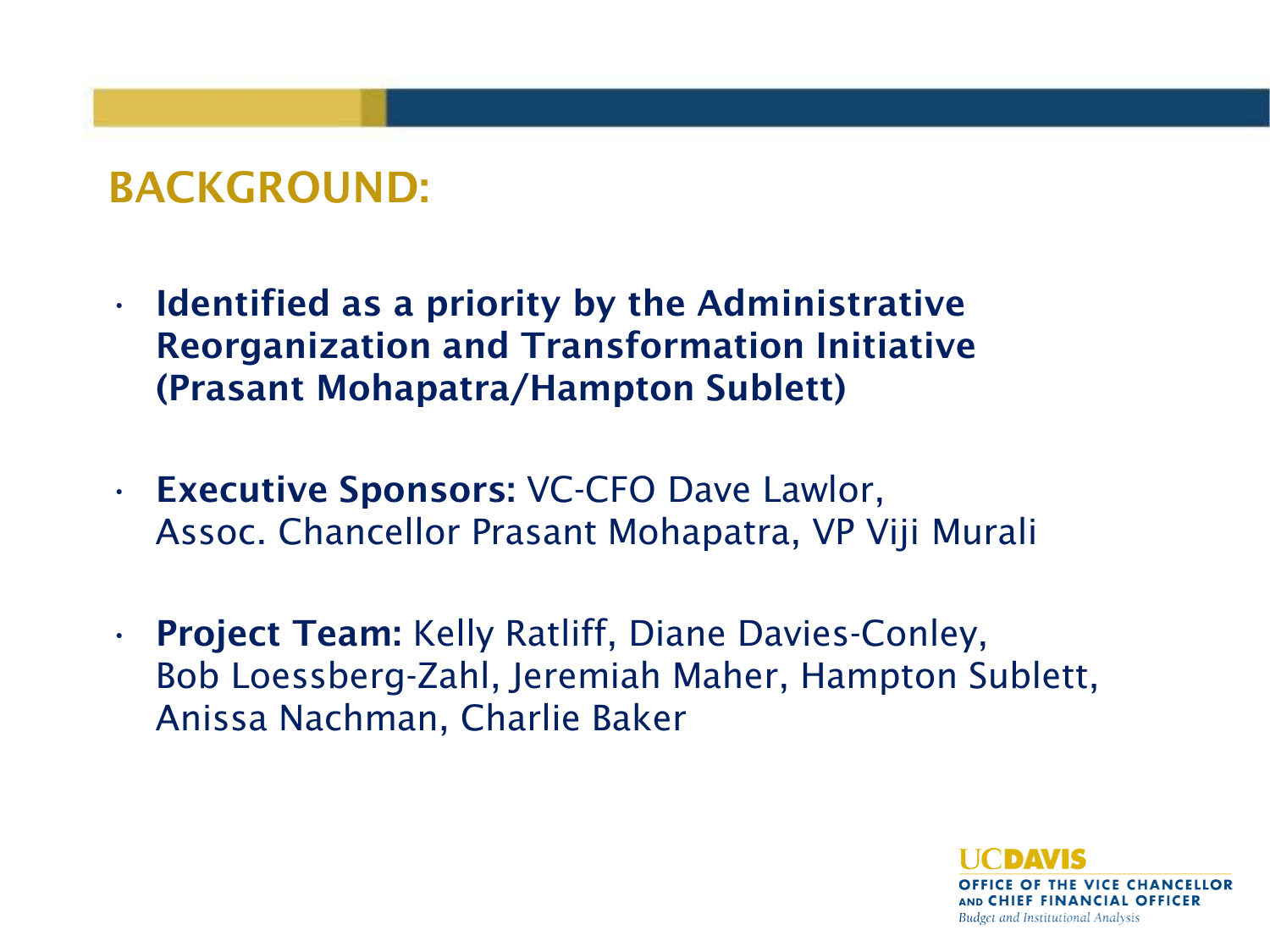# BACKGROUND:

- **Identified as a priority by the Administrative Reorganization and Transformation Initiative (Prasant Mohapatra/Hampton Sublett)**

- **Executive Sponsors:** VC-CFO Dave Lawlor, Assoc. Chancellor Prasant Mohapatra, VP Viji Murali

- **Project Team:** Kelly Ratliff, Diane Davies-Conley, Bob Loessberg-Zahl, Jeremiah Maher, Hampton Sublett, Anissa Nachman, Charlie Baker

UCDAVIS
OFFICE OF THE VICE CHANCELLOR AND CHIEF FINANCIAL OFFICER
*Budget and Institutional Analysis*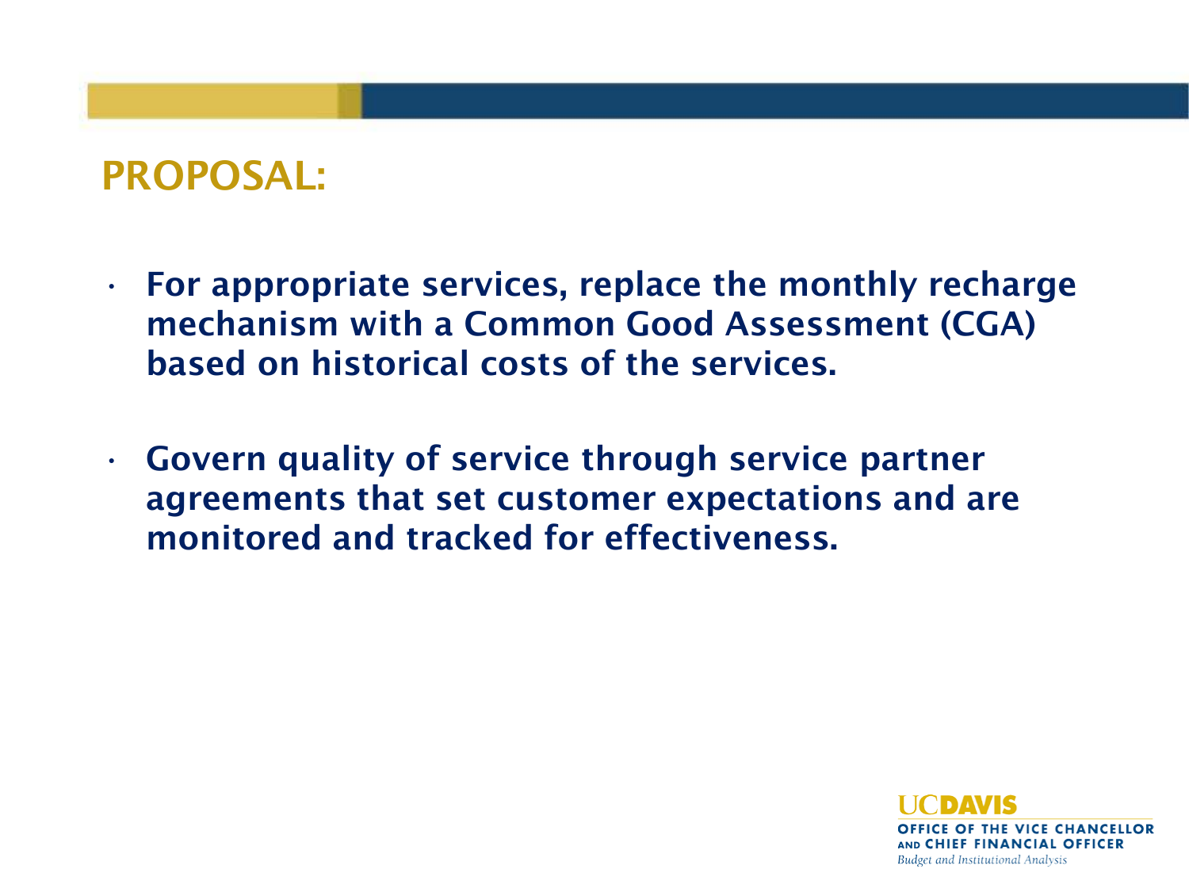# PROPOSAL:

- **For appropriate services, replace the monthly recharge mechanism with a Common Good Assessment (CGA) based on historical costs of the services.**

- **Govern quality of service through service partner agreements that set customer expectations and are monitored and tracked for effectiveness.**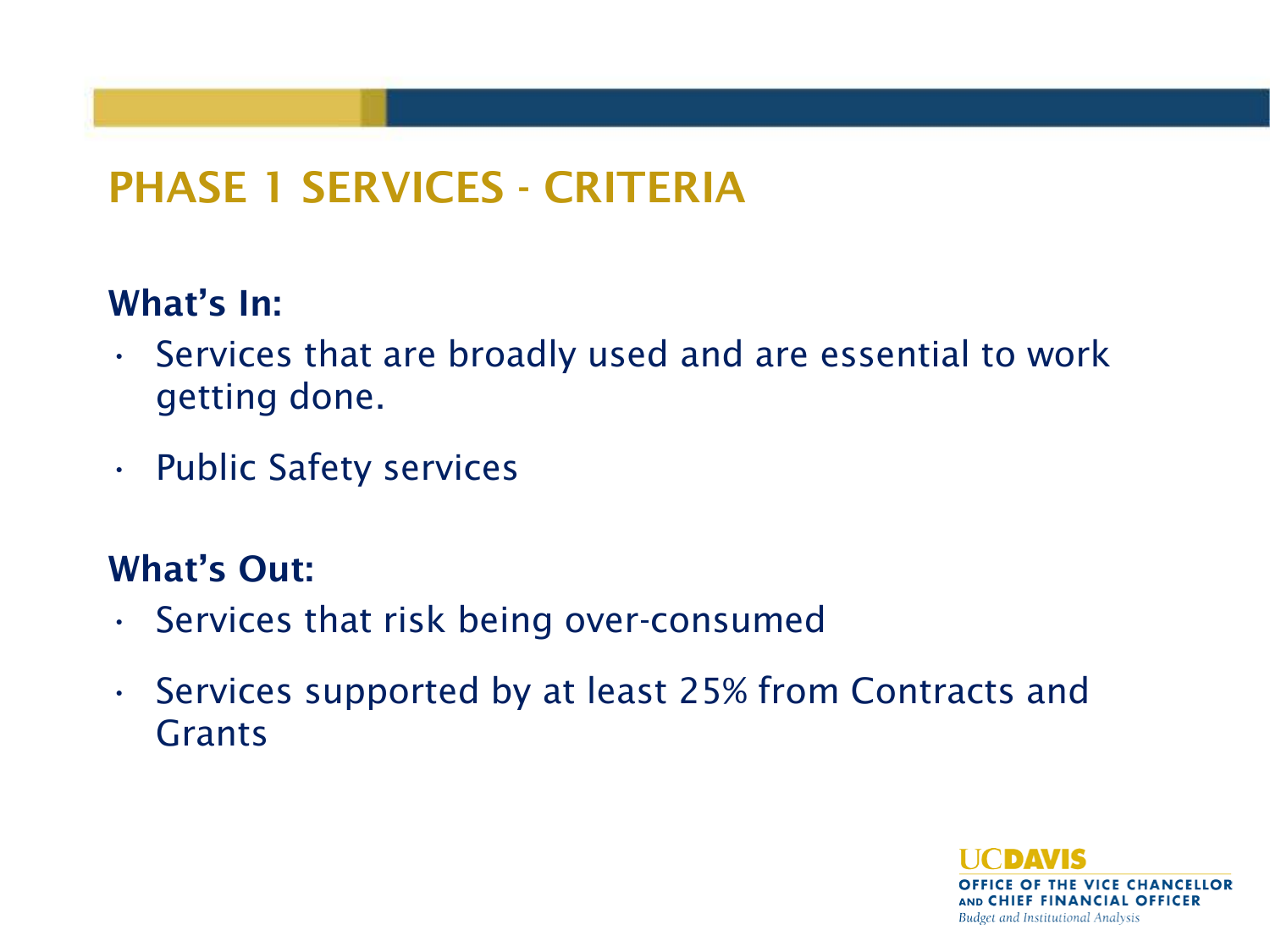# PHASE 1 SERVICES - CRITERIA

**What's In:**

- Services that are broadly used and are essential to work getting done.
- Public Safety services

**What's Out:**

- Services that risk being over-consumed
- Services supported by at least 25% from Contracts and Grants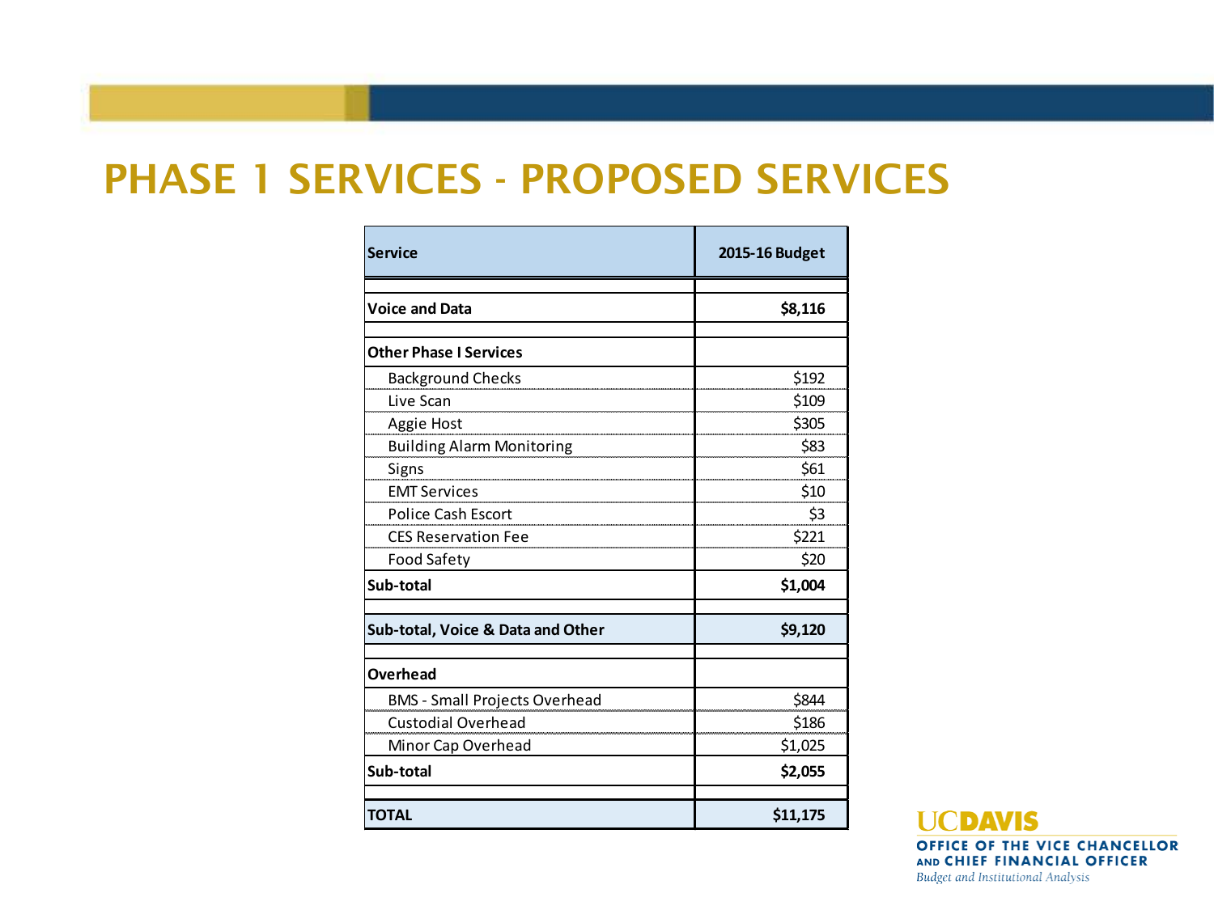# PHASE 1 SERVICES - PROPOSED SERVICES

| Service | 2015-16 Budget |
|---|---|
| | |
| **Voice and Data** | **$8,116** |
| | |
| **Other Phase I Services** | |
| Background Checks | $192 |
| Live Scan | $109 |
| Aggie Host | $305 |
| Building Alarm Monitoring | $83 |
| Signs | $61 |
| EMT Services | $10 |
| Police Cash Escort | $3 |
| CES Reservation Fee | $221 |
| Food Safety | $20 |
| **Sub-total** | **$1,004** |
| | |
| **Sub-total, Voice & Data and Other** | **$9,120** |
| | |
| **Overhead** | |
| BMS - Small Projects Overhead | $844 |
| Custodial Overhead | $186 |
| Minor Cap Overhead | $1,025 |
| **Sub-total** | **$2,055** |
| | |
| **TOTAL** | **$11,175** |

UCDAVIS
OFFICE OF THE VICE CHANCELLOR AND CHIEF FINANCIAL OFFICER
*Budget and Institutional Analysis*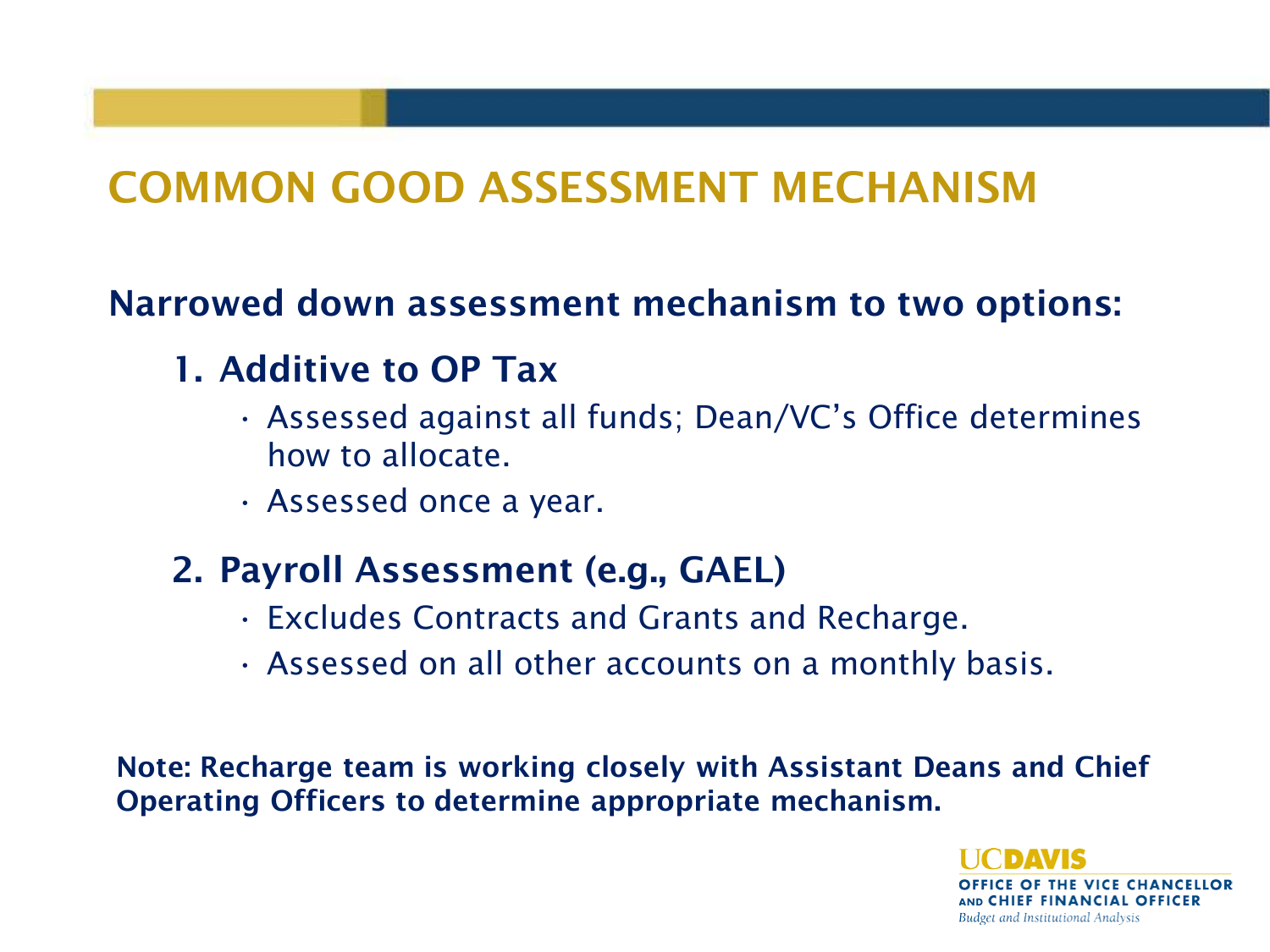# COMMON GOOD ASSESSMENT MECHANISM

**Narrowed down assessment mechanism to two options:**

1. **Additive to OP Tax**
   - Assessed against all funds; Dean/VC's Office determines how to allocate.
   - Assessed once a year.

2. **Payroll Assessment (e.g., GAEL)**
   - Excludes Contracts and Grants and Recharge.
   - Assessed on all other accounts on a monthly basis.

**Note: Recharge team is working closely with Assistant Deans and Chief Operating Officers to determine appropriate mechanism.**

UCDAVIS
OFFICE OF THE VICE CHANCELLOR AND CHIEF FINANCIAL OFFICER
*Budget and Institutional Analysis*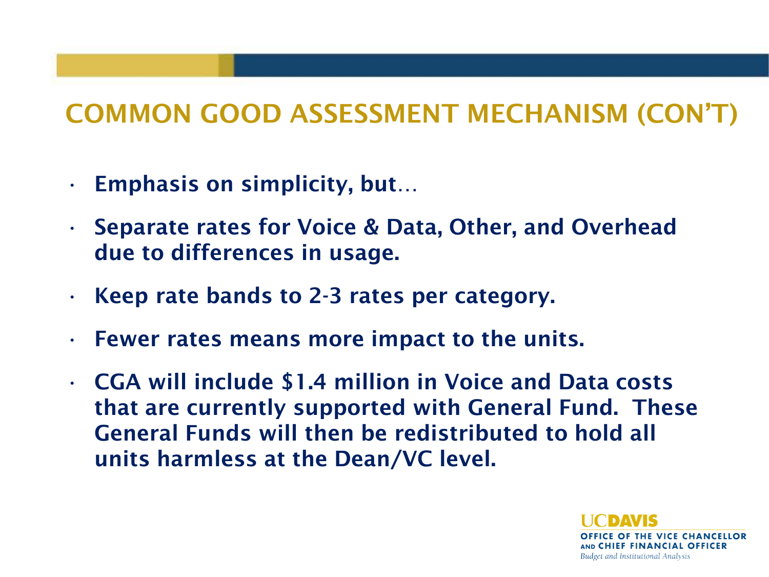# COMMON GOOD ASSESSMENT MECHANISM (CON'T)

- **Emphasis on simplicity, but…**
- **Separate rates for Voice & Data, Other, and Overhead due to differences in usage.**
- **Keep rate bands to 2-3 rates per category.**
- **Fewer rates means more impact to the units.**
- **CGA will include $1.4 million in Voice and Data costs that are currently supported with General Fund. These General Funds will then be redistributed to hold all units harmless at the Dean/VC level.**

UCDAVIS
OFFICE OF THE VICE CHANCELLOR AND CHIEF FINANCIAL OFFICER
*Budget and Institutional Analysis*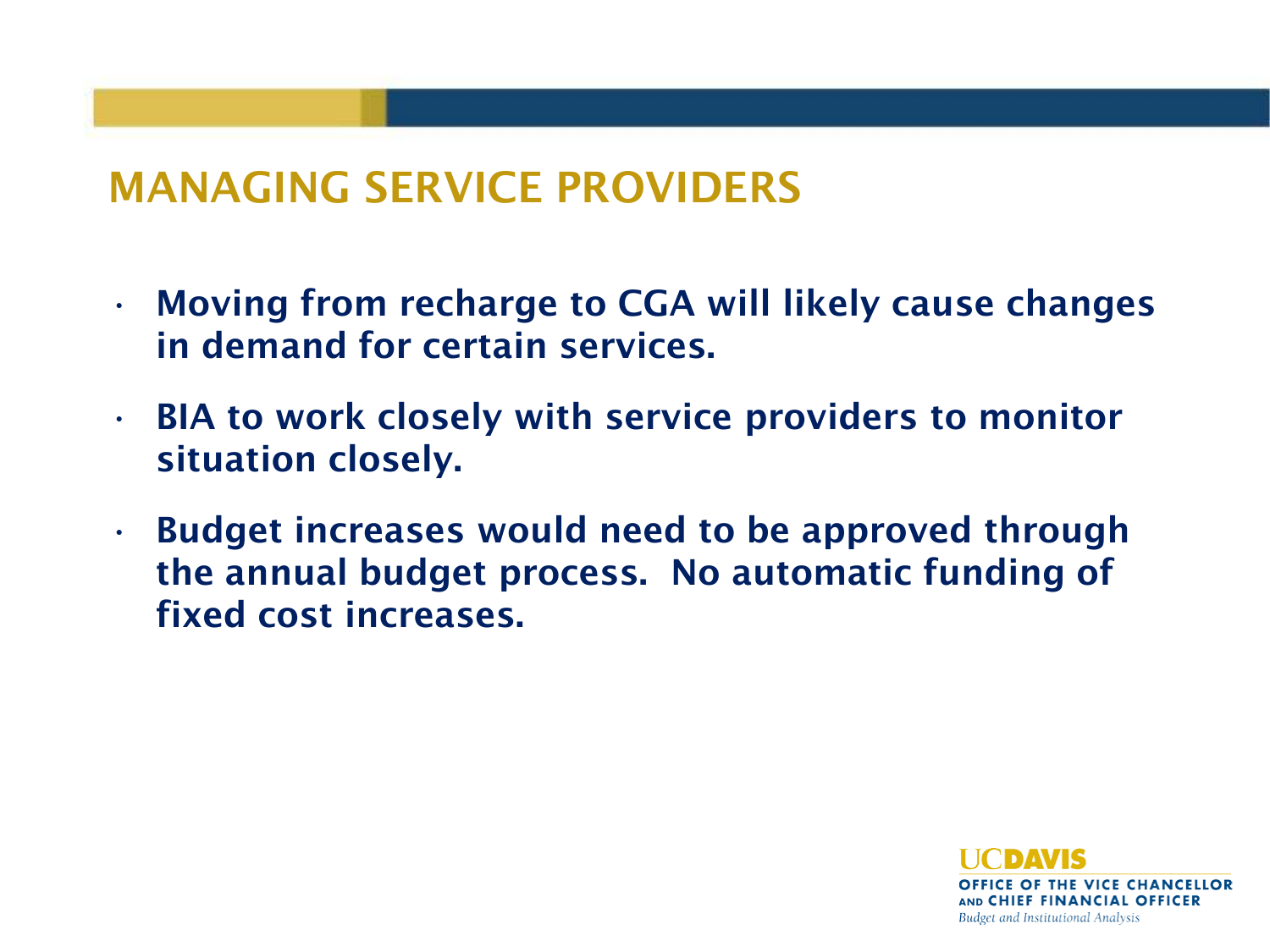# MANAGING SERVICE PROVIDERS

- **Moving from recharge to CGA will likely cause changes in demand for certain services.**
- **BIA to work closely with service providers to monitor situation closely.**
- **Budget increases would need to be approved through the annual budget process. No automatic funding of fixed cost increases.**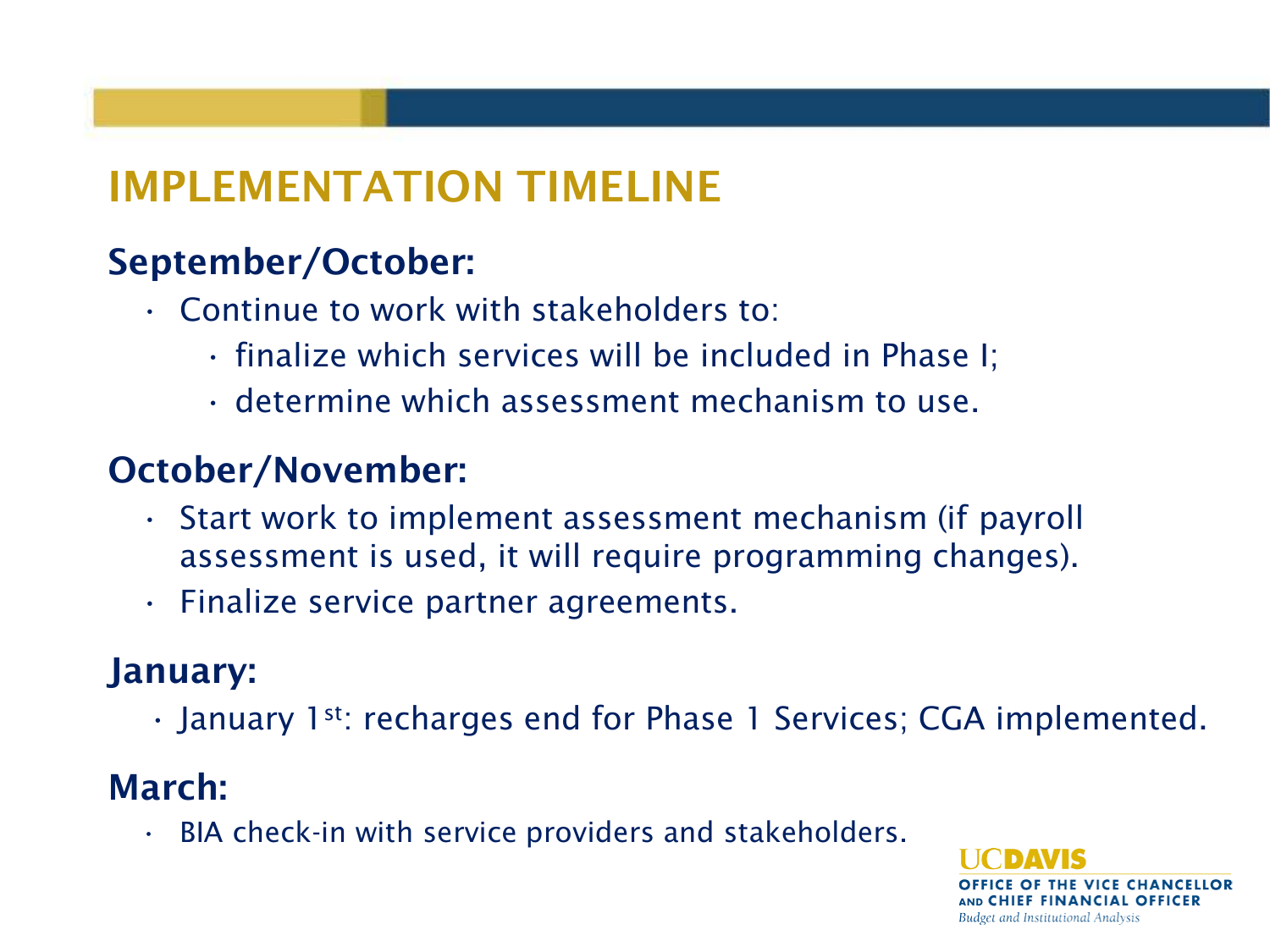# IMPLEMENTATION TIMELINE

## September/October:

- Continue to work with stakeholders to:
  - finalize which services will be included in Phase I;
  - determine which assessment mechanism to use.

## October/November:

- Start work to implement assessment mechanism (if payroll assessment is used, it will require programming changes).
- Finalize service partner agreements.

## January:

- January 1st: recharges end for Phase 1 Services; CGA implemented.

## March:

- BIA check-in with service providers and stakeholders.

UC DAVIS
OFFICE OF THE VICE CHANCELLOR AND CHIEF FINANCIAL OFFICER
*Budget and Institutional Analysis*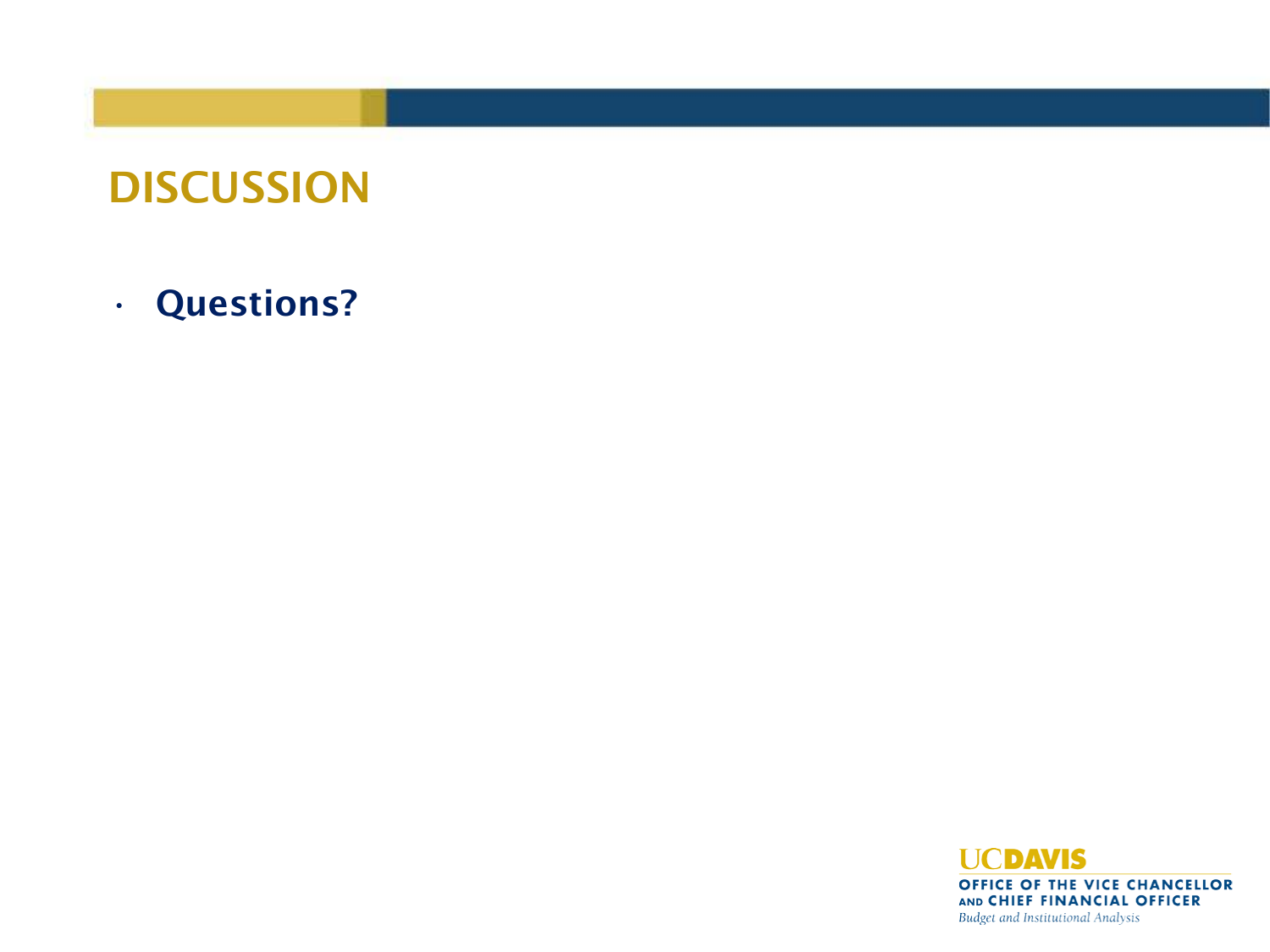# DISCUSSION

- **Questions?**

UCDAVIS
OFFICE OF THE VICE CHANCELLOR AND CHIEF FINANCIAL OFFICER
*Budget and Institutional Analysis*